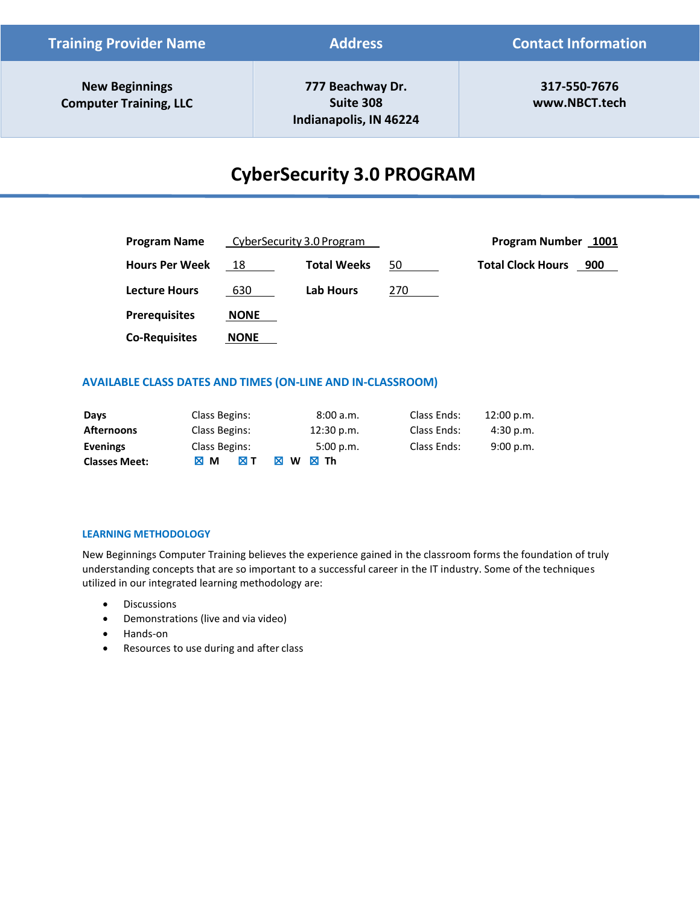| Training Provider Name | Address | Contact Information |
| --- | --- | --- |
| **New Beginnings Computer Training, LLC** | **777 Beachway Dr. Suite 308 Indianapolis, IN 46224** | **317-550-7676 www.NBCT.tech** |

# CyberSecurity 3.0 PROGRAM

| | | | | | |
| --- | --- | --- | --- | --- | --- |
| **Program Name** | CyberSecurity 3.0 Program | | | **Program Number** | **1001** |
| **Hours Per Week** | 18 | **Total Weeks** | 50 | **Total Clock Hours** | **900** |
| **Lecture Hours** | 630 | **Lab Hours** | 270 | | |
| **Prerequisites** | **NONE** | | | | |
| **Co-Requisites** | **NONE** | | | | |

## AVAILABLE CLASS DATES AND TIMES (ON-LINE AND IN-CLASSROOM)

| | | | | |
| --- | --- | --- | --- | --- |
| **Days** | Class Begins: | 8:00 a.m. | Class Ends: | 12:00 p.m. |
| **Afternoons** | Class Begins: | 12:30 p.m. | Class Ends: | 4:30 p.m. |
| **Evenings** | Class Begins: | 5:00 p.m. | Class Ends: | 9:00 p.m. |

**Classes Meet:** ☒ **M** ☒ **T** ☒ **W** ☒ **Th**

## LEARNING METHODOLOGY

New Beginnings Computer Training believes the experience gained in the classroom forms the foundation of truly understanding concepts that are so important to a successful career in the IT industry. Some of the techniques utilized in our integrated learning methodology are:

- Discussions
- Demonstrations (live and via video)
- Hands-on
- Resources to use during and after class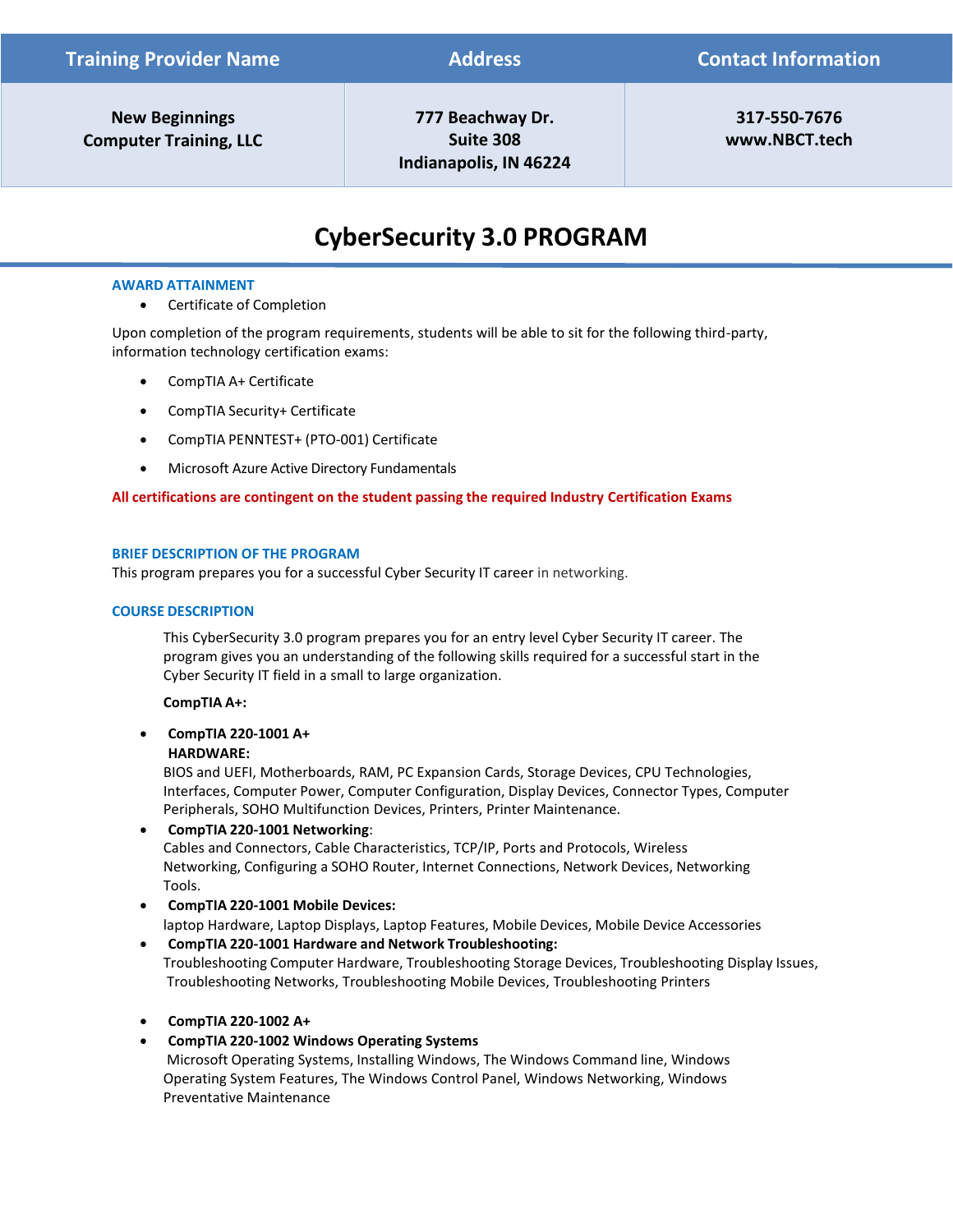| Training Provider Name | Address | Contact Information |
|---|---|---|
| New Beginnings Computer Training, LLC | 777 Beachway Dr. Suite 308 Indianapolis, IN 46224 | 317-550-7676 www.NBCT.tech |

# CyberSecurity 3.0 PROGRAM

### AWARD ATTAINMENT

- Certificate of Completion

Upon completion of the program requirements, students will be able to sit for the following third-party, information technology certification exams:

- CompTIA A+ Certificate
- CompTIA Security+ Certificate
- CompTIA PENNTEST+ (PTO-001) Certificate
- Microsoft Azure Active Directory Fundamentals

**All certifications are contingent on the student passing the required Industry Certification Exams**

### BRIEF DESCRIPTION OF THE PROGRAM

This program prepares you for a successful Cyber Security IT career in networking.

### COURSE DESCRIPTION

This CyberSecurity 3.0 program prepares you for an entry level Cyber Security IT career. The program gives you an understanding of the following skills required for a successful start in the Cyber Security IT field in a small to large organization.

**CompTIA A+:**

- **CompTIA 220-1001 A+**
  **HARDWARE:**
  BIOS and UEFI, Motherboards, RAM, PC Expansion Cards, Storage Devices, CPU Technologies, Interfaces, Computer Power, Computer Configuration, Display Devices, Connector Types, Computer Peripherals, SOHO Multifunction Devices, Printers, Printer Maintenance.
- **CompTIA 220-1001 Networking**:
  Cables and Connectors, Cable Characteristics, TCP/IP, Ports and Protocols, Wireless Networking, Configuring a SOHO Router, Internet Connections, Network Devices, Networking Tools.
- **CompTIA 220-1001 Mobile Devices:**
  laptop Hardware, Laptop Displays, Laptop Features, Mobile Devices, Mobile Device Accessories
- **CompTIA 220-1001 Hardware and Network Troubleshooting:**
  Troubleshooting Computer Hardware, Troubleshooting Storage Devices, Troubleshooting Display Issues, Troubleshooting Networks, Troubleshooting Mobile Devices, Troubleshooting Printers

- **CompTIA 220-1002 A+**
- **CompTIA 220-1002 Windows Operating Systems**
  Microsoft Operating Systems, Installing Windows, The Windows Command line, Windows Operating System Features, The Windows Control Panel, Windows Networking, Windows Preventative Maintenance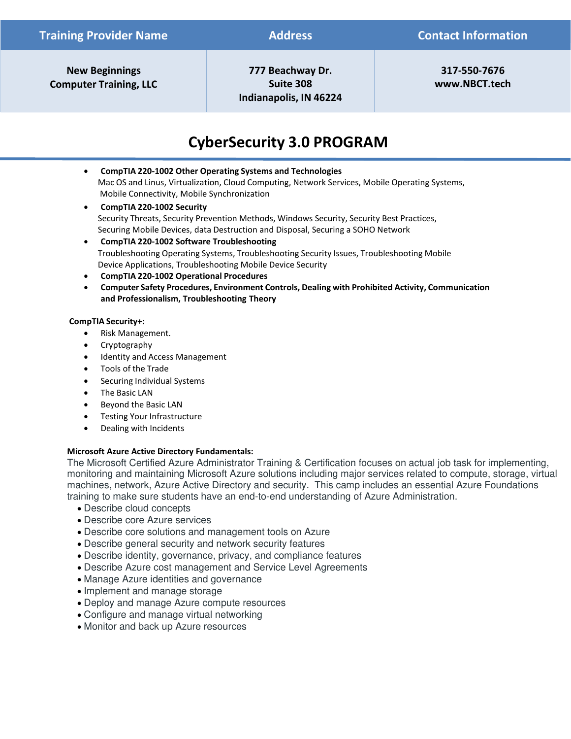| Training Provider Name | Address | Contact Information |
| --- | --- | --- |
| **New Beginnings Computer Training, LLC** | **777 Beachway Dr. Suite 308 Indianapolis, IN 46224** | **317-550-7676 www.NBCT.tech** |

# CyberSecurity 3.0 PROGRAM

- **CompTIA 220-1002 Other Operating Systems and Technologies**
  Mac OS and Linus, Virtualization, Cloud Computing, Network Services, Mobile Operating Systems, Mobile Connectivity, Mobile Synchronization
- **CompTIA 220-1002 Security**
  Security Threats, Security Prevention Methods, Windows Security, Security Best Practices, Securing Mobile Devices, data Destruction and Disposal, Securing a SOHO Network
- **CompTIA 220-1002 Software Troubleshooting**
  Troubleshooting Operating Systems, Troubleshooting Security Issues, Troubleshooting Mobile Device Applications, Troubleshooting Mobile Device Security
- **CompTIA 220-1002 Operational Procedures**
- **Computer Safety Procedures, Environment Controls, Dealing with Prohibited Activity, Communication and Professionalism, Troubleshooting Theory**

**CompTIA Security+:**

- Risk Management.
- Cryptography
- Identity and Access Management
- Tools of the Trade
- Securing Individual Systems
- The Basic LAN
- Beyond the Basic LAN
- Testing Your Infrastructure
- Dealing with Incidents

**Microsoft Azure Active Directory Fundamentals:**

The Microsoft Certified Azure Administrator Training & Certification focuses on actual job task for implementing, monitoring and maintaining Microsoft Azure solutions including major services related to compute, storage, virtual machines, network, Azure Active Directory and security. This camp includes an essential Azure Foundations training to make sure students have an end-to-end understanding of Azure Administration.

- Describe cloud concepts
- Describe core Azure services
- Describe core solutions and management tools on Azure
- Describe general security and network security features
- Describe identity, governance, privacy, and compliance features
- Describe Azure cost management and Service Level Agreements
- Manage Azure identities and governance
- Implement and manage storage
- Deploy and manage Azure compute resources
- Configure and manage virtual networking
- Monitor and back up Azure resources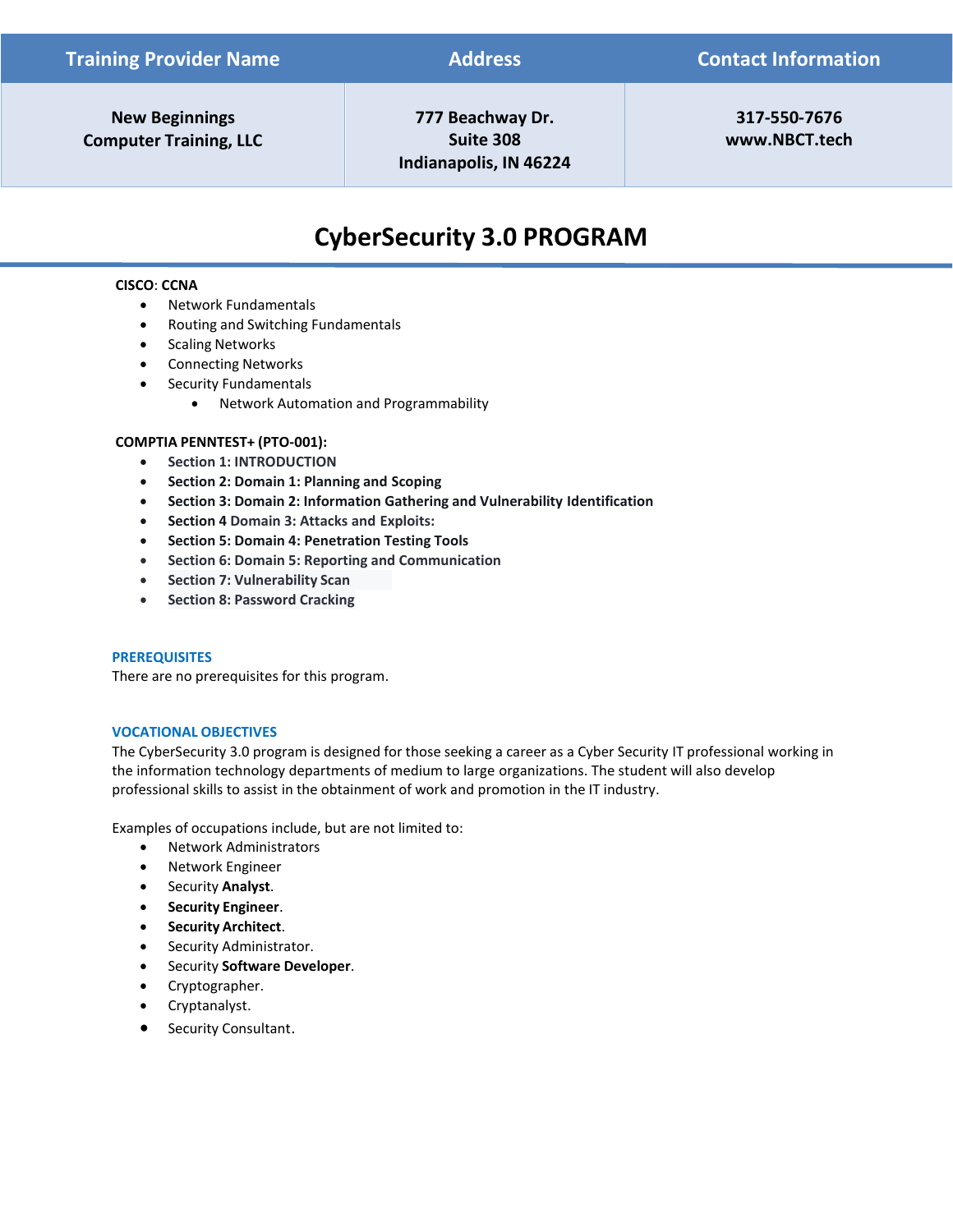| Training Provider Name | Address | Contact Information |
| --- | --- | --- |
| **New Beginnings Computer Training, LLC** | **777 Beachway Dr. Suite 308 Indianapolis, IN 46224** | **317-550-7676 www.NBCT.tech** |

# CyberSecurity 3.0 PROGRAM

**CISCO**: **CCNA**

- Network Fundamentals
- Routing and Switching Fundamentals
- Scaling Networks
- Connecting Networks
- Security Fundamentals
    - Network Automation and Programmability

**COMPTIA PENNTEST+ (PTO-001):**

- **Section 1: INTRODUCTION**
- **Section 2: Domain 1: Planning and Scoping**
- **Section 3: Domain 2: Information Gathering and Vulnerability Identification**
- **Section 4 Domain 3: Attacks and Exploits:**
- **Section 5: Domain 4: Penetration Testing Tools**
- **Section 6: Domain 5: Reporting and Communication**
- **Section 7: Vulnerability Scan**
- **Section 8: Password Cracking**

## PREREQUISITES

There are no prerequisites for this program.

## VOCATIONAL OBJECTIVES

The CyberSecurity 3.0 program is designed for those seeking a career as a Cyber Security IT professional working in the information technology departments of medium to large organizations. The student will also develop professional skills to assist in the obtainment of work and promotion in the IT industry.

Examples of occupations include, but are not limited to:

- Network Administrators
- Network Engineer
- Security **Analyst**.
- **Security Engineer**.
- **Security Architect**.
- Security Administrator.
- Security **Software Developer**.
- Cryptographer.
- Cryptanalyst.
- Security Consultant.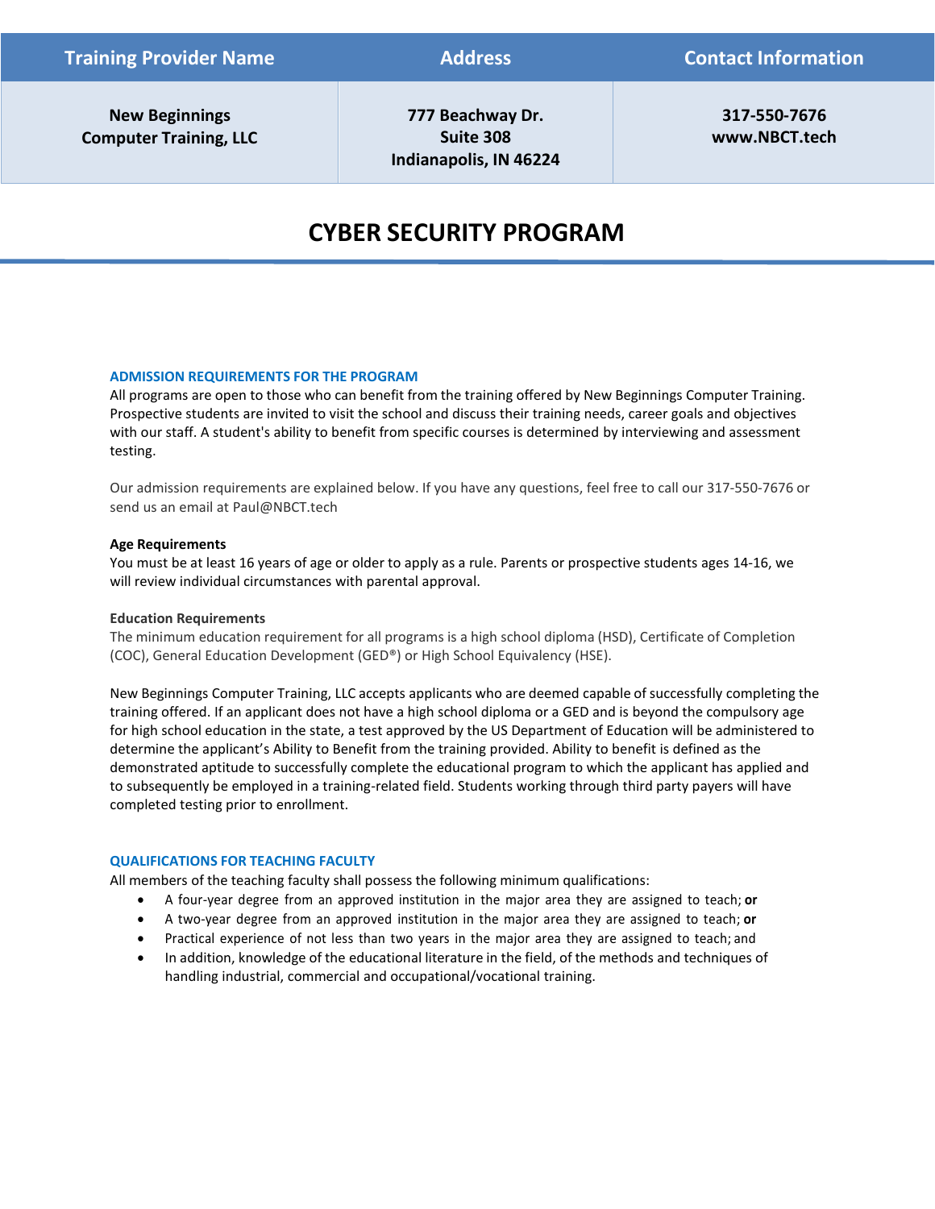| Training Provider Name | Address | Contact Information |
| --- | --- | --- |
| **New Beginnings Computer Training, LLC** | **777 Beachway Dr. Suite 308 Indianapolis, IN 46224** | **317-550-7676 www.NBCT.tech** |

# CYBER SECURITY PROGRAM

## ADMISSION REQUIREMENTS FOR THE PROGRAM

All programs are open to those who can benefit from the training offered by New Beginnings Computer Training. Prospective students are invited to visit the school and discuss their training needs, career goals and objectives with our staff. A student's ability to benefit from specific courses is determined by interviewing and assessment testing.

Our admission requirements are explained below. If you have any questions, feel free to call our 317-550-7676 or send us an email at Paul@NBCT.tech

**Age Requirements**

You must be at least 16 years of age or older to apply as a rule. Parents or prospective students ages 14-16, we will review individual circumstances with parental approval.

**Education Requirements**

The minimum education requirement for all programs is a high school diploma (HSD), Certificate of Completion (COC), General Education Development (GED®) or High School Equivalency (HSE).

New Beginnings Computer Training, LLC accepts applicants who are deemed capable of successfully completing the training offered. If an applicant does not have a high school diploma or a GED and is beyond the compulsory age for high school education in the state, a test approved by the US Department of Education will be administered to determine the applicant's Ability to Benefit from the training provided. Ability to benefit is defined as the demonstrated aptitude to successfully complete the educational program to which the applicant has applied and to subsequently be employed in a training-related field. Students working through third party payers will have completed testing prior to enrollment.

## QUALIFICATIONS FOR TEACHING FACULTY

All members of the teaching faculty shall possess the following minimum qualifications:

- A four-year degree from an approved institution in the major area they are assigned to teach; **or**
- A two-year degree from an approved institution in the major area they are assigned to teach; **or**
- Practical experience of not less than two years in the major area they are assigned to teach; and
- In addition, knowledge of the educational literature in the field, of the methods and techniques of handling industrial, commercial and occupational/vocational training.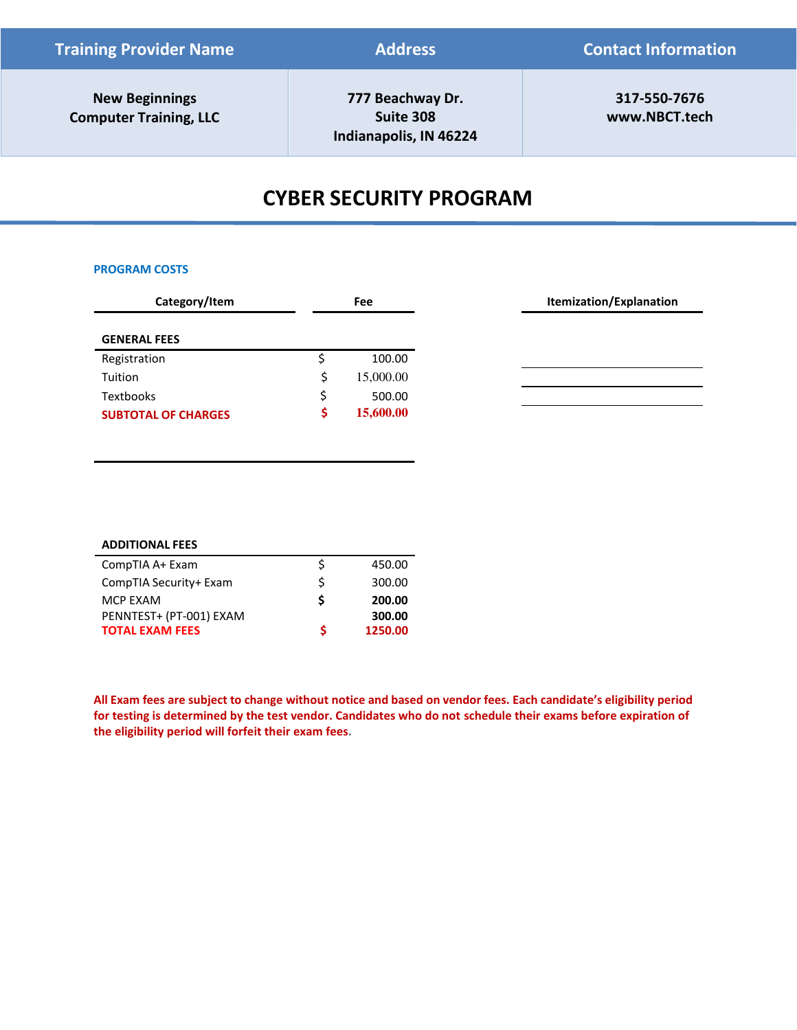| Training Provider Name | Address | Contact Information |
|---|---|---|
| **New Beginnings Computer Training, LLC** | **777 Beachway Dr. Suite 308 Indianapolis, IN 46224** | **317-550-7676 www.NBCT.tech** |

# CYBER SECURITY PROGRAM

**PROGRAM COSTS**

| Category/Item | Fee | Itemization/Explanation |
|---|---|---|
| **GENERAL FEES** | | |
| Registration | $ 100.00 | |
| Tuition | $ 15,000.00 | |
| Textbooks | $ 500.00 | |
| **SUBTOTAL OF CHARGES** | **$ 15,600.00** | |

| Category/Item | Fee |
|---|---|
| **ADDITIONAL FEES** | |
| CompTIA A+ Exam | $ 450.00 |
| CompTIA Security+ Exam | $ 300.00 |
| MCP EXAM | **$ 200.00** |
| PENNTEST+ (PT-001) EXAM | **300.00** |
| **TOTAL EXAM FEES** | **$ 1250.00** |

**All Exam fees are subject to change without notice and based on vendor fees. Each candidate's eligibility period for testing is determined by the test vendor. Candidates who do not schedule their exams before expiration of the eligibility period will forfeit their exam fees.**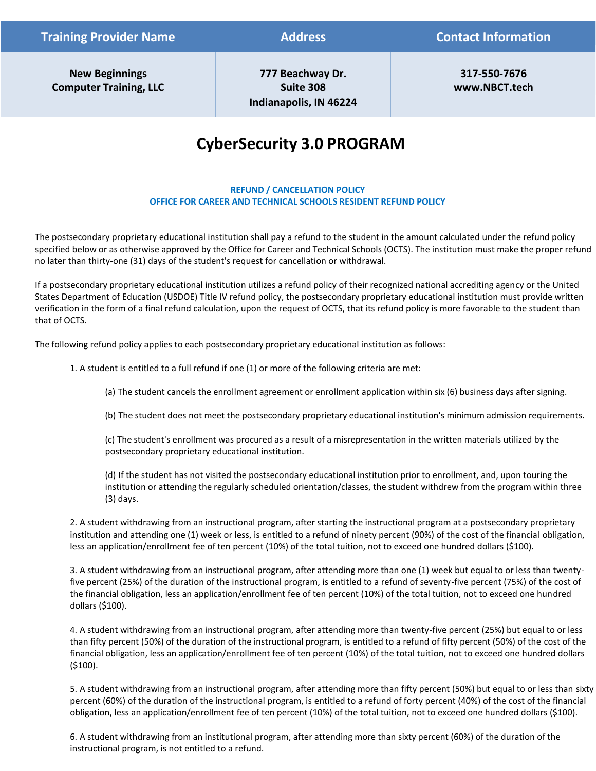| Training Provider Name | Address | Contact Information |
| --- | --- | --- |
| **New Beginnings Computer Training, LLC** | **777 Beachway Dr. Suite 308 Indianapolis, IN 46224** | **317-550-7676 www.NBCT.tech** |

# CyberSecurity 3.0 PROGRAM

**REFUND / CANCELLATION POLICY**
**OFFICE FOR CAREER AND TECHNICAL SCHOOLS RESIDENT REFUND POLICY**

The postsecondary proprietary educational institution shall pay a refund to the student in the amount calculated under the refund policy specified below or as otherwise approved by the Office for Career and Technical Schools (OCTS). The institution must make the proper refund no later than thirty-one (31) days of the student's request for cancellation or withdrawal.

If a postsecondary proprietary educational institution utilizes a refund policy of their recognized national accrediting agency or the United States Department of Education (USDOE) Title IV refund policy, the postsecondary proprietary educational institution must provide written verification in the form of a final refund calculation, upon the request of OCTS, that its refund policy is more favorable to the student than that of OCTS.

The following refund policy applies to each postsecondary proprietary educational institution as follows:

1. A student is entitled to a full refund if one (1) or more of the following criteria are met:

   (a) The student cancels the enrollment agreement or enrollment application within six (6) business days after signing.

   (b) The student does not meet the postsecondary proprietary educational institution's minimum admission requirements.

   (c) The student's enrollment was procured as a result of a misrepresentation in the written materials utilized by the postsecondary proprietary educational institution.

   (d) If the student has not visited the postsecondary educational institution prior to enrollment, and, upon touring the institution or attending the regularly scheduled orientation/classes, the student withdrew from the program within three (3) days.

2. A student withdrawing from an instructional program, after starting the instructional program at a postsecondary proprietary institution and attending one (1) week or less, is entitled to a refund of ninety percent (90%) of the cost of the financial obligation, less an application/enrollment fee of ten percent (10%) of the total tuition, not to exceed one hundred dollars ($100).

3. A student withdrawing from an instructional program, after attending more than one (1) week but equal to or less than twenty-five percent (25%) of the duration of the instructional program, is entitled to a refund of seventy-five percent (75%) of the cost of the financial obligation, less an application/enrollment fee of ten percent (10%) of the total tuition, not to exceed one hundred dollars ($100).

4. A student withdrawing from an instructional program, after attending more than twenty-five percent (25%) but equal to or less than fifty percent (50%) of the duration of the instructional program, is entitled to a refund of fifty percent (50%) of the cost of the financial obligation, less an application/enrollment fee of ten percent (10%) of the total tuition, not to exceed one hundred dollars ($100).

5. A student withdrawing from an instructional program, after attending more than fifty percent (50%) but equal to or less than sixty percent (60%) of the duration of the instructional program, is entitled to a refund of forty percent (40%) of the cost of the financial obligation, less an application/enrollment fee of ten percent (10%) of the total tuition, not to exceed one hundred dollars ($100).

6. A student withdrawing from an institutional program, after attending more than sixty percent (60%) of the duration of the instructional program, is not entitled to a refund.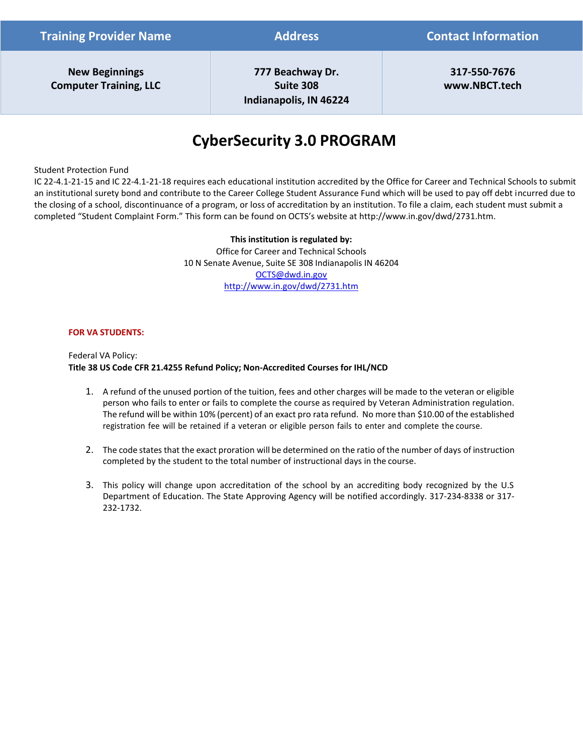| Training Provider Name | Address | Contact Information |
| --- | --- | --- |
| **New Beginnings Computer Training, LLC** | **777 Beachway Dr. Suite 308 Indianapolis, IN 46224** | **317-550-7676 www.NBCT.tech** |

# CyberSecurity 3.0 PROGRAM

Student Protection Fund
IC 22-4.1-21-15 and IC 22-4.1-21-18 requires each educational institution accredited by the Office for Career and Technical Schools to submit an institutional surety bond and contribute to the Career College Student Assurance Fund which will be used to pay off debt incurred due to the closing of a school, discontinuance of a program, or loss of accreditation by an institution. To file a claim, each student must submit a completed "Student Complaint Form." This form can be found on OCTS's website at http://www.in.gov/dwd/2731.htm.

**This institution is regulated by:**
Office for Career and Technical Schools
10 N Senate Avenue, Suite SE 308 Indianapolis IN 46204
OCTS@dwd.in.gov
http://www.in.gov/dwd/2731.htm

**FOR VA STUDENTS:**

Federal VA Policy:
**Title 38 US Code CFR 21.4255 Refund Policy; Non-Accredited Courses for IHL/NCD**

1. A refund of the unused portion of the tuition, fees and other charges will be made to the veteran or eligible person who fails to enter or fails to complete the course as required by Veteran Administration regulation. The refund will be within 10% (percent) of an exact pro rata refund. No more than $10.00 of the established registration fee will be retained if a veteran or eligible person fails to enter and complete the course.

2. The code states that the exact proration will be determined on the ratio of the number of days of instruction completed by the student to the total number of instructional days in the course.

3. This policy will change upon accreditation of the school by an accrediting body recognized by the U.S Department of Education. The State Approving Agency will be notified accordingly. 317-234-8338 or 317-232-1732.